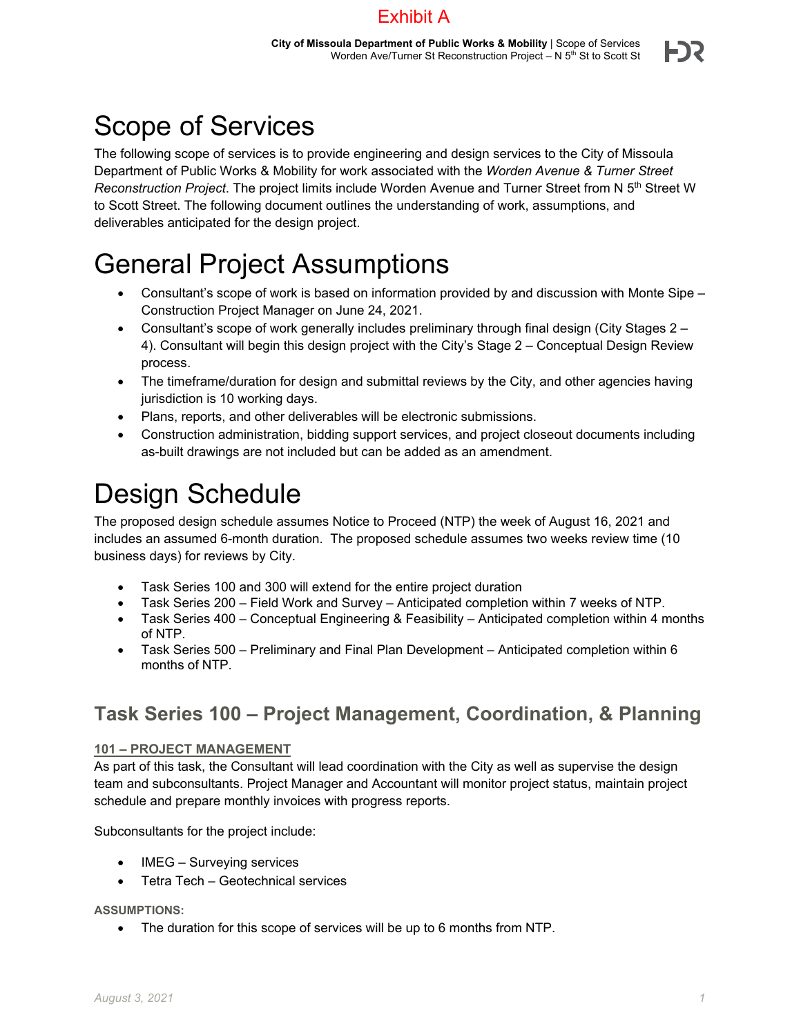Exhibit A

# Scope of Services

The following scope of services is to provide engineering and design services to the City of Missoula Department of Public Works & Mobility for work associated with the *Worden Avenue & Turner Street Reconstruction Project*. The project limits include Worden Avenue and Turner Street from N 5th Street W to Scott Street. The following document outlines the understanding of work, assumptions, and deliverables anticipated for the design project.

# General Project Assumptions

- Consultant's scope of work is based on information provided by and discussion with Monte Sipe – Construction Project Manager on June 24, 2021.
- Consultant's scope of work generally includes preliminary through final design (City Stages 2 – 4). Consultant will begin this design project with the City's Stage 2 – Conceptual Design Review process.
- The timeframe/duration for design and submittal reviews by the City, and other agencies having jurisdiction is 10 working days.
- Plans, reports, and other deliverables will be electronic submissions.
- Construction administration, bidding support services, and project closeout documents including as-built drawings are not included but can be added as an amendment.

# Design Schedule

The proposed design schedule assumes Notice to Proceed (NTP) the week of August 16, 2021 and includes an assumed 6-month duration. The proposed schedule assumes two weeks review time (10 business days) for reviews by City.

- Task Series 100 and 300 will extend for the entire project duration
- Task Series 200 – Field Work and Survey – Anticipated completion within 7 weeks of NTP.
- Task Series 400 – Conceptual Engineering & Feasibility – Anticipated completion within 4 months of NTP.
- Task Series 500 – Preliminary and Final Plan Development – Anticipated completion within 6 months of NTP.

## Task Series 100 – Project Management, Coordination, & Planning

### 101 – PROJECT MANAGEMENT

As part of this task, the Consultant will lead coordination with the City as well as supervise the design team and subconsultants. Project Manager and Accountant will monitor project status, maintain project schedule and prepare monthly invoices with progress reports.

Subconsultants for the project include:

- IMEG – Surveying services
- Tetra Tech – Geotechnical services

**ASSUMPTIONS:**

- The duration for this scope of services will be up to 6 months from NTP.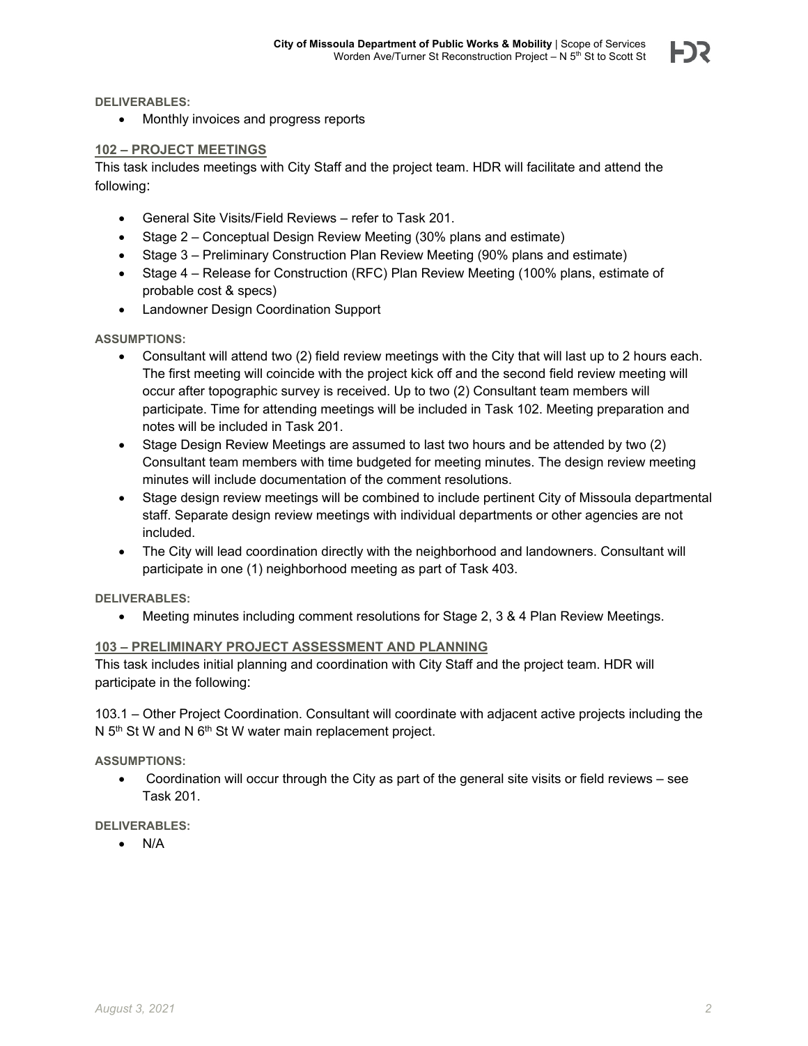**DELIVERABLES:**

- Monthly invoices and progress reports

### 102 – PROJECT MEETINGS

This task includes meetings with City Staff and the project team. HDR will facilitate and attend the following:

- General Site Visits/Field Reviews – refer to Task 201.
- Stage 2 – Conceptual Design Review Meeting (30% plans and estimate)
- Stage 3 – Preliminary Construction Plan Review Meeting (90% plans and estimate)
- Stage 4 – Release for Construction (RFC) Plan Review Meeting (100% plans, estimate of probable cost & specs)
- Landowner Design Coordination Support

**ASSUMPTIONS:**

- Consultant will attend two (2) field review meetings with the City that will last up to 2 hours each. The first meeting will coincide with the project kick off and the second field review meeting will occur after topographic survey is received. Up to two (2) Consultant team members will participate. Time for attending meetings will be included in Task 102. Meeting preparation and notes will be included in Task 201.
- Stage Design Review Meetings are assumed to last two hours and be attended by two (2) Consultant team members with time budgeted for meeting minutes. The design review meeting minutes will include documentation of the comment resolutions.
- Stage design review meetings will be combined to include pertinent City of Missoula departmental staff. Separate design review meetings with individual departments or other agencies are not included.
- The City will lead coordination directly with the neighborhood and landowners. Consultant will participate in one (1) neighborhood meeting as part of Task 403.

**DELIVERABLES:**

- Meeting minutes including comment resolutions for Stage 2, 3 & 4 Plan Review Meetings.

### 103 – PRELIMINARY PROJECT ASSESSMENT AND PLANNING

This task includes initial planning and coordination with City Staff and the project team. HDR will participate in the following:

103.1 – Other Project Coordination. Consultant will coordinate with adjacent active projects including the N 5th St W and N 6th St W water main replacement project.

**ASSUMPTIONS:**

- Coordination will occur through the City as part of the general site visits or field reviews – see Task 201.

**DELIVERABLES:**

- N/A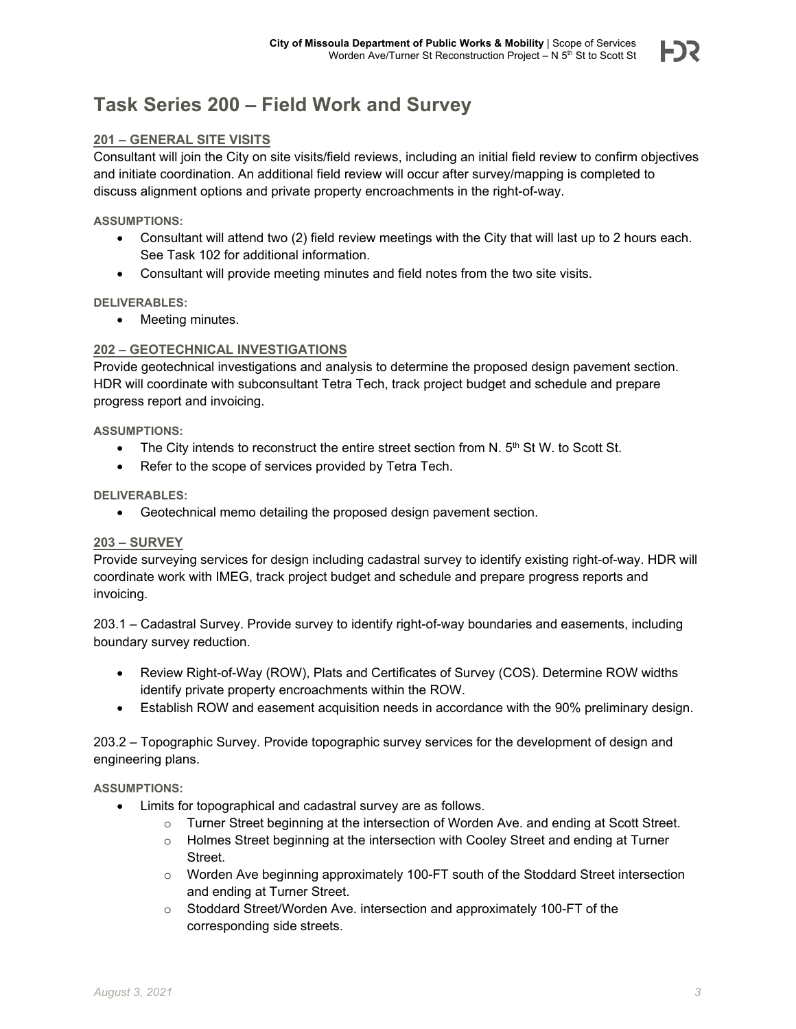# Task Series 200 – Field Work and Survey

## 201 – GENERAL SITE VISITS

Consultant will join the City on site visits/field reviews, including an initial field review to confirm objectives and initiate coordination. An additional field review will occur after survey/mapping is completed to discuss alignment options and private property encroachments in the right-of-way.

**ASSUMPTIONS:**

- Consultant will attend two (2) field review meetings with the City that will last up to 2 hours each. See Task 102 for additional information.
- Consultant will provide meeting minutes and field notes from the two site visits.

**DELIVERABLES:**

- Meeting minutes.

## 202 – GEOTECHNICAL INVESTIGATIONS

Provide geotechnical investigations and analysis to determine the proposed design pavement section. HDR will coordinate with subconsultant Tetra Tech, track project budget and schedule and prepare progress report and invoicing.

**ASSUMPTIONS:**

- The City intends to reconstruct the entire street section from N. 5th St W. to Scott St.
- Refer to the scope of services provided by Tetra Tech.

**DELIVERABLES:**

- Geotechnical memo detailing the proposed design pavement section.

## 203 – SURVEY

Provide surveying services for design including cadastral survey to identify existing right-of-way. HDR will coordinate work with IMEG, track project budget and schedule and prepare progress reports and invoicing.

203.1 – Cadastral Survey. Provide survey to identify right-of-way boundaries and easements, including boundary survey reduction.

- Review Right-of-Way (ROW), Plats and Certificates of Survey (COS). Determine ROW widths identify private property encroachments within the ROW.
- Establish ROW and easement acquisition needs in accordance with the 90% preliminary design.

203.2 – Topographic Survey. Provide topographic survey services for the development of design and engineering plans.

**ASSUMPTIONS:**

- Limits for topographical and cadastral survey are as follows.
  - Turner Street beginning at the intersection of Worden Ave. and ending at Scott Street.
  - Holmes Street beginning at the intersection with Cooley Street and ending at Turner Street.
  - Worden Ave beginning approximately 100-FT south of the Stoddard Street intersection and ending at Turner Street.
  - Stoddard Street/Worden Ave. intersection and approximately 100-FT of the corresponding side streets.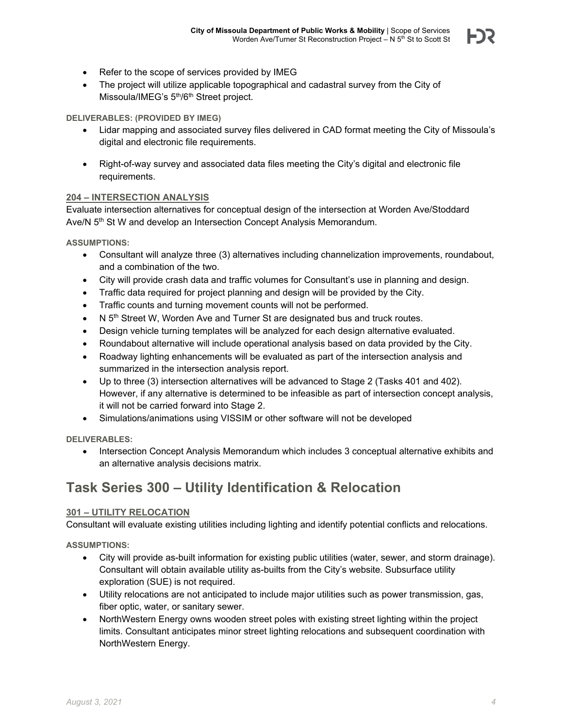- Refer to the scope of services provided by IMEG
- The project will utilize applicable topographical and cadastral survey from the City of Missoula/IMEG's 5th/6th Street project.

**DELIVERABLES: (PROVIDED BY IMEG)**

- Lidar mapping and associated survey files delivered in CAD format meeting the City of Missoula's digital and electronic file requirements.
- Right-of-way survey and associated data files meeting the City's digital and electronic file requirements.

### 204 – INTERSECTION ANALYSIS

Evaluate intersection alternatives for conceptual design of the intersection at Worden Ave/Stoddard Ave/N 5th St W and develop an Intersection Concept Analysis Memorandum.

**ASSUMPTIONS:**

- Consultant will analyze three (3) alternatives including channelization improvements, roundabout, and a combination of the two.
- City will provide crash data and traffic volumes for Consultant's use in planning and design.
- Traffic data required for project planning and design will be provided by the City.
- Traffic counts and turning movement counts will not be performed.
- N 5th Street W, Worden Ave and Turner St are designated bus and truck routes.
- Design vehicle turning templates will be analyzed for each design alternative evaluated.
- Roundabout alternative will include operational analysis based on data provided by the City.
- Roadway lighting enhancements will be evaluated as part of the intersection analysis and summarized in the intersection analysis report.
- Up to three (3) intersection alternatives will be advanced to Stage 2 (Tasks 401 and 402). However, if any alternative is determined to be infeasible as part of intersection concept analysis, it will not be carried forward into Stage 2.
- Simulations/animations using VISSIM or other software will not be developed

**DELIVERABLES:**

- Intersection Concept Analysis Memorandum which includes 3 conceptual alternative exhibits and an alternative analysis decisions matrix.

## Task Series 300 – Utility Identification & Relocation

### 301 – UTILITY RELOCATION

Consultant will evaluate existing utilities including lighting and identify potential conflicts and relocations.

**ASSUMPTIONS:**

- City will provide as-built information for existing public utilities (water, sewer, and storm drainage). Consultant will obtain available utility as-builts from the City's website. Subsurface utility exploration (SUE) is not required.
- Utility relocations are not anticipated to include major utilities such as power transmission, gas, fiber optic, water, or sanitary sewer.
- NorthWestern Energy owns wooden street poles with existing street lighting within the project limits. Consultant anticipates minor street lighting relocations and subsequent coordination with NorthWestern Energy.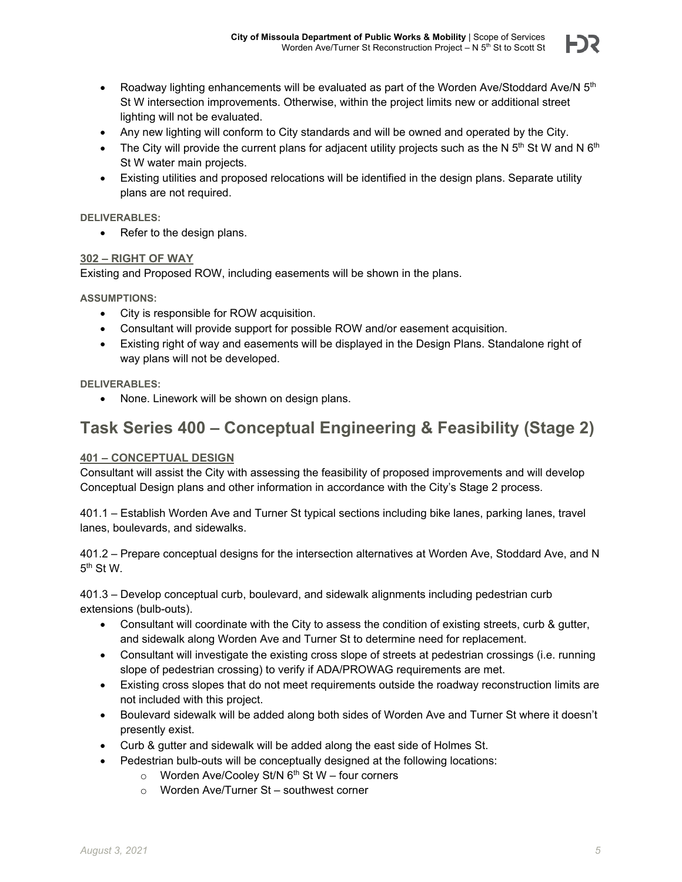- Roadway lighting enhancements will be evaluated as part of the Worden Ave/Stoddard Ave/N 5th St W intersection improvements. Otherwise, within the project limits new or additional street lighting will not be evaluated.
- Any new lighting will conform to City standards and will be owned and operated by the City.
- The City will provide the current plans for adjacent utility projects such as the N 5th St W and N 6th St W water main projects.
- Existing utilities and proposed relocations will be identified in the design plans. Separate utility plans are not required.

**DELIVERABLES:**

- Refer to the design plans.

### 302 – RIGHT OF WAY

Existing and Proposed ROW, including easements will be shown in the plans.

**ASSUMPTIONS:**

- City is responsible for ROW acquisition.
- Consultant will provide support for possible ROW and/or easement acquisition.
- Existing right of way and easements will be displayed in the Design Plans. Standalone right of way plans will not be developed.

**DELIVERABLES:**

- None. Linework will be shown on design plans.

## Task Series 400 – Conceptual Engineering & Feasibility (Stage 2)

### 401 – CONCEPTUAL DESIGN

Consultant will assist the City with assessing the feasibility of proposed improvements and will develop Conceptual Design plans and other information in accordance with the City's Stage 2 process.

401.1 – Establish Worden Ave and Turner St typical sections including bike lanes, parking lanes, travel lanes, boulevards, and sidewalks.

401.2 – Prepare conceptual designs for the intersection alternatives at Worden Ave, Stoddard Ave, and N 5th St W.

401.3 – Develop conceptual curb, boulevard, and sidewalk alignments including pedestrian curb extensions (bulb-outs).

- Consultant will coordinate with the City to assess the condition of existing streets, curb & gutter, and sidewalk along Worden Ave and Turner St to determine need for replacement.
- Consultant will investigate the existing cross slope of streets at pedestrian crossings (i.e. running slope of pedestrian crossing) to verify if ADA/PROWAG requirements are met.
- Existing cross slopes that do not meet requirements outside the roadway reconstruction limits are not included with this project.
- Boulevard sidewalk will be added along both sides of Worden Ave and Turner St where it doesn't presently exist.
- Curb & gutter and sidewalk will be added along the east side of Holmes St.
- Pedestrian bulb-outs will be conceptually designed at the following locations:
  - Worden Ave/Cooley St/N 6th St W – four corners
  - Worden Ave/Turner St – southwest corner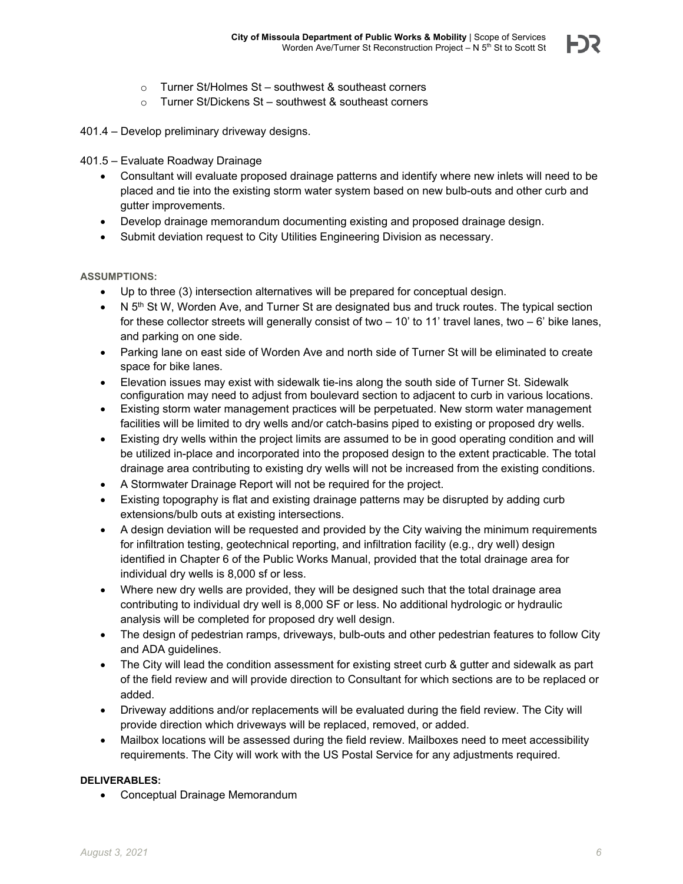- Turner St/Holmes St – southwest & southeast corners
  - Turner St/Dickens St – southwest & southeast corners

401.4 – Develop preliminary driveway designs.

401.5 – Evaluate Roadway Drainage

- Consultant will evaluate proposed drainage patterns and identify where new inlets will need to be placed and tie into the existing storm water system based on new bulb-outs and other curb and gutter improvements.
- Develop drainage memorandum documenting existing and proposed drainage design.
- Submit deviation request to City Utilities Engineering Division as necessary.

**ASSUMPTIONS:**

- Up to three (3) intersection alternatives will be prepared for conceptual design.
- N 5th St W, Worden Ave, and Turner St are designated bus and truck routes. The typical section for these collector streets will generally consist of two – 10' to 11' travel lanes, two – 6' bike lanes, and parking on one side.
- Parking lane on east side of Worden Ave and north side of Turner St will be eliminated to create space for bike lanes.
- Elevation issues may exist with sidewalk tie-ins along the south side of Turner St. Sidewalk configuration may need to adjust from boulevard section to adjacent to curb in various locations.
- Existing storm water management practices will be perpetuated. New storm water management facilities will be limited to dry wells and/or catch-basins piped to existing or proposed dry wells.
- Existing dry wells within the project limits are assumed to be in good operating condition and will be utilized in-place and incorporated into the proposed design to the extent practicable. The total drainage area contributing to existing dry wells will not be increased from the existing conditions.
- A Stormwater Drainage Report will not be required for the project.
- Existing topography is flat and existing drainage patterns may be disrupted by adding curb extensions/bulb outs at existing intersections.
- A design deviation will be requested and provided by the City waiving the minimum requirements for infiltration testing, geotechnical reporting, and infiltration facility (e.g., dry well) design identified in Chapter 6 of the Public Works Manual, provided that the total drainage area for individual dry wells is 8,000 sf or less.
- Where new dry wells are provided, they will be designed such that the total drainage area contributing to individual dry well is 8,000 SF or less. No additional hydrologic or hydraulic analysis will be completed for proposed dry well design.
- The design of pedestrian ramps, driveways, bulb-outs and other pedestrian features to follow City and ADA guidelines.
- The City will lead the condition assessment for existing street curb & gutter and sidewalk as part of the field review and will provide direction to Consultant for which sections are to be replaced or added.
- Driveway additions and/or replacements will be evaluated during the field review. The City will provide direction which driveways will be replaced, removed, or added.
- Mailbox locations will be assessed during the field review. Mailboxes need to meet accessibility requirements. The City will work with the US Postal Service for any adjustments required.

**DELIVERABLES:**

- Conceptual Drainage Memorandum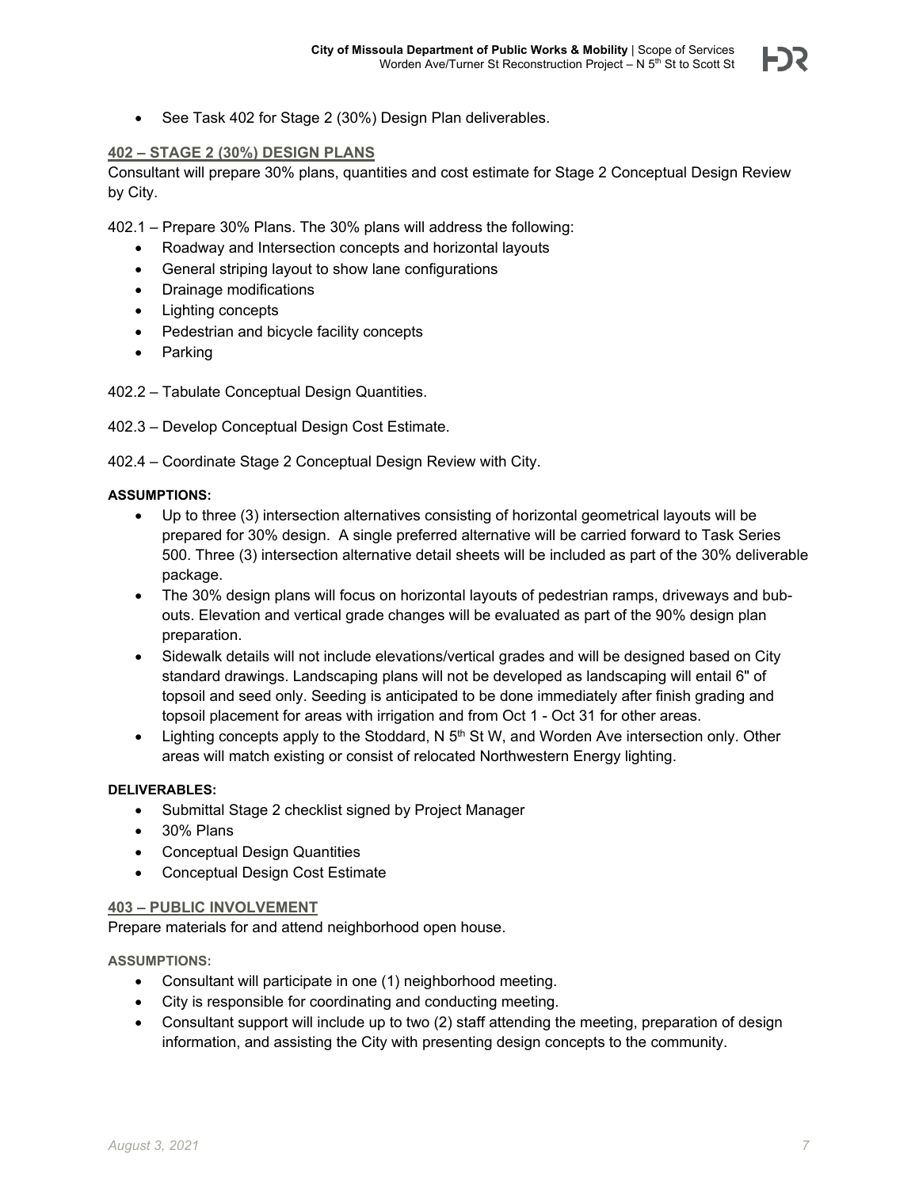- See Task 402 for Stage 2 (30%) Design Plan deliverables.

### 402 – STAGE 2 (30%) DESIGN PLANS

Consultant will prepare 30% plans, quantities and cost estimate for Stage 2 Conceptual Design Review by City.

402.1 – Prepare 30% Plans. The 30% plans will address the following:

- Roadway and Intersection concepts and horizontal layouts
- General striping layout to show lane configurations
- Drainage modifications
- Lighting concepts
- Pedestrian and bicycle facility concepts
- Parking

402.2 – Tabulate Conceptual Design Quantities.

402.3 – Develop Conceptual Design Cost Estimate.

402.4 – Coordinate Stage 2 Conceptual Design Review with City.

**ASSUMPTIONS:**

- Up to three (3) intersection alternatives consisting of horizontal geometrical layouts will be prepared for 30% design. A single preferred alternative will be carried forward to Task Series 500. Three (3) intersection alternative detail sheets will be included as part of the 30% deliverable package.
- The 30% design plans will focus on horizontal layouts of pedestrian ramps, driveways and bub-outs. Elevation and vertical grade changes will be evaluated as part of the 90% design plan preparation.
- Sidewalk details will not include elevations/vertical grades and will be designed based on City standard drawings. Landscaping plans will not be developed as landscaping will entail 6" of topsoil and seed only. Seeding is anticipated to be done immediately after finish grading and topsoil placement for areas with irrigation and from Oct 1 - Oct 31 for other areas.
- Lighting concepts apply to the Stoddard, N 5th St W, and Worden Ave intersection only. Other areas will match existing or consist of relocated Northwestern Energy lighting.

**DELIVERABLES:**

- Submittal Stage 2 checklist signed by Project Manager
- 30% Plans
- Conceptual Design Quantities
- Conceptual Design Cost Estimate

### 403 – PUBLIC INVOLVEMENT

Prepare materials for and attend neighborhood open house.

**ASSUMPTIONS:**

- Consultant will participate in one (1) neighborhood meeting.
- City is responsible for coordinating and conducting meeting.
- Consultant support will include up to two (2) staff attending the meeting, preparation of design information, and assisting the City with presenting design concepts to the community.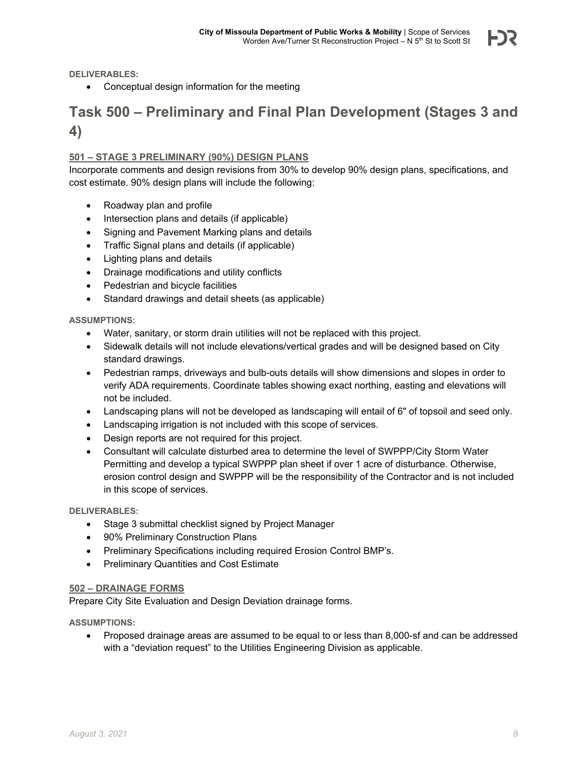**DELIVERABLES:**

- Conceptual design information for the meeting

# Task 500 – Preliminary and Final Plan Development (Stages 3 and 4)

### 501 – STAGE 3 PRELIMINARY (90%) DESIGN PLANS

Incorporate comments and design revisions from 30% to develop 90% design plans, specifications, and cost estimate. 90% design plans will include the following:

- Roadway plan and profile
- Intersection plans and details (if applicable)
- Signing and Pavement Marking plans and details
- Traffic Signal plans and details (if applicable)
- Lighting plans and details
- Drainage modifications and utility conflicts
- Pedestrian and bicycle facilities
- Standard drawings and detail sheets (as applicable)

**ASSUMPTIONS:**

- Water, sanitary, or storm drain utilities will not be replaced with this project.
- Sidewalk details will not include elevations/vertical grades and will be designed based on City standard drawings.
- Pedestrian ramps, driveways and bulb-outs details will show dimensions and slopes in order to verify ADA requirements. Coordinate tables showing exact northing, easting and elevations will not be included.
- Landscaping plans will not be developed as landscaping will entail of 6" of topsoil and seed only.
- Landscaping irrigation is not included with this scope of services.
- Design reports are not required for this project.
- Consultant will calculate disturbed area to determine the level of SWPPP/City Storm Water Permitting and develop a typical SWPPP plan sheet if over 1 acre of disturbance. Otherwise, erosion control design and SWPPP will be the responsibility of the Contractor and is not included in this scope of services.

**DELIVERABLES:**

- Stage 3 submittal checklist signed by Project Manager
- 90% Preliminary Construction Plans
- Preliminary Specifications including required Erosion Control BMP's.
- Preliminary Quantities and Cost Estimate

### 502 – DRAINAGE FORMS

Prepare City Site Evaluation and Design Deviation drainage forms.

**ASSUMPTIONS:**

- Proposed drainage areas are assumed to be equal to or less than 8,000-sf and can be addressed with a "deviation request" to the Utilities Engineering Division as applicable.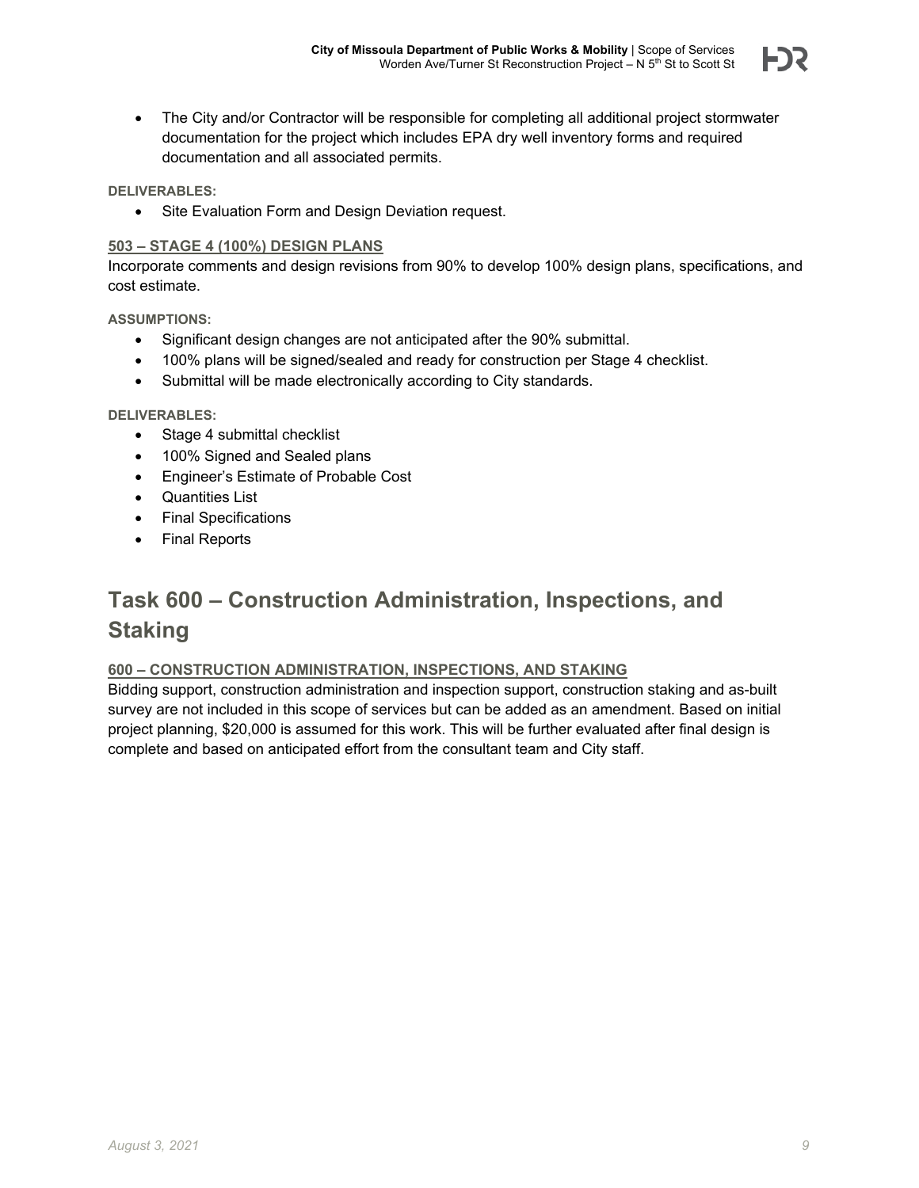- The City and/or Contractor will be responsible for completing all additional project stormwater documentation for the project which includes EPA dry well inventory forms and required documentation and all associated permits.

**DELIVERABLES:**

- Site Evaluation Form and Design Deviation request.

### 503 – STAGE 4 (100%) DESIGN PLANS

Incorporate comments and design revisions from 90% to develop 100% design plans, specifications, and cost estimate.

**ASSUMPTIONS:**

- Significant design changes are not anticipated after the 90% submittal.
- 100% plans will be signed/sealed and ready for construction per Stage 4 checklist.
- Submittal will be made electronically according to City standards.

**DELIVERABLES:**

- Stage 4 submittal checklist
- 100% Signed and Sealed plans
- Engineer's Estimate of Probable Cost
- Quantities List
- Final Specifications
- Final Reports

## Task 600 – Construction Administration, Inspections, and Staking

### 600 – CONSTRUCTION ADMINISTRATION, INSPECTIONS, AND STAKING

Bidding support, construction administration and inspection support, construction staking and as-built survey are not included in this scope of services but can be added as an amendment. Based on initial project planning, $20,000 is assumed for this work. This will be further evaluated after final design is complete and based on anticipated effort from the consultant team and City staff.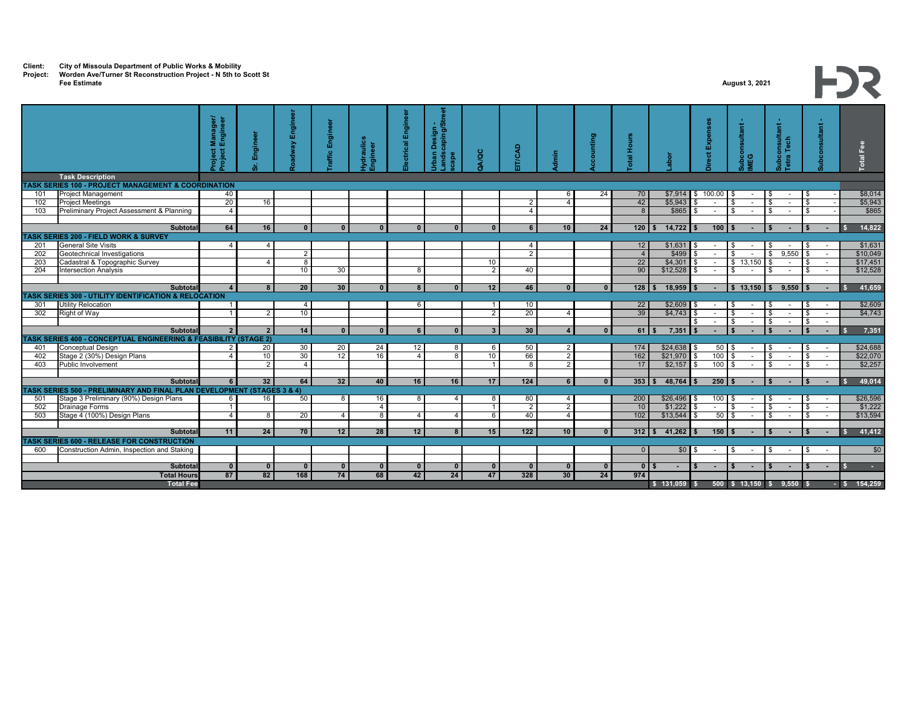**Client:** City of Missoula Department of Public Works & Mobility
**Project:** Worden Ave/Turner St Reconstruction Project - N 5th to Scott St
**Fee Estimate**

August 3, 2021

HDR

| | Task Description | Project Manager/ Project Engineer | Sr. Engineer | Roadway Engineer | Traffic Engineer | Hydraulics Engineer | Electrical Engineer | Urban Design - Landscaping/Streetscape | QA/QC | EIT/CAD | Admin | Accounting | Total Hours | Labor | Direct Expenses | Subconsultant - IMEG | Subconsultant - Tetra Tech | Subconsultant - | Total Fee |
|---|---|---|---|---|---|---|---|---|---|---|---|---|---|---|---|---|---|---|---|
| **TASK SERIES 100 - PROJECT MANAGEMENT & COORDINATION** | | | | | | | | | | | | | | | | | | | |
| 101 | Project Management | 40 | | | | | | | | | 6 | 24 | 70 | $7,914 | $ 100.00 | $ - | $ - | $ - | $8,014 |
| 102 | Project Meetings | 20 | 16 | | | | | | | 2 | 4 | | 42 | $5,943 | $ - | $ - | $ - | $ - | $5,943 |
| 103 | Preliminary Project Assessment & Planning | 4 | | | | | | | | 4 | | | 8 | $865 | $ - | $ - | $ - | $ - | $865 |
| | **Subtotal** | **64** | **16** | **0** | **0** | **0** | **0** | **0** | **0** | **6** | **10** | **24** | **120** | **$ 14,722** | **$ 100** | **$ -** | **$ -** | **$ -** | **$ 14,822** |
| **TASK SERIES 200 - FIELD WORK & SURVEY** | | | | | | | | | | | | | | | | | | | |
| 201 | General Site Visits | 4 | 4 | | | | | | | 4 | | | 12 | $1,631 | $ - | $ - | $ - | $ - | $1,631 |
| 202 | Geotechnical Investigations | | | 2 | | | | | | 2 | | | 4 | $499 | $ - | $ - | $ 9,550 | $ - | $10,049 |
| 203 | Cadastral & Topographic Survey | | 4 | 8 | | | | | 10 | | | | 22 | $4,301 | $ - | $ 13,150 | $ - | $ - | $17,451 |
| 204 | Intersection Analysis | | | 10 | 30 | | 8 | | 2 | 40 | | | 90 | $12,528 | $ - | $ - | $ - | $ - | $12,528 |
| | **Subtotal** | **4** | **8** | **20** | **30** | **0** | **8** | **0** | **12** | **46** | **0** | **0** | **128** | **$ 18,959** | **$ -** | **$ 13,150** | **$ 9,550** | **$ -** | **$ 41,659** |
| **TASK SERIES 300 - UTILITY IDENTIFICATION & RELOCATION** | | | | | | | | | | | | | | | | | | | |
| 301 | Utility Relocation | 1 | | 4 | | | 6 | | 1 | 10 | | | 22 | $2,609 | $ - | $ - | $ - | $ - | $2,609 |
| 302 | Right of Way | 1 | 2 | 10 | | | | | 2 | 20 | 4 | | 39 | $4,743 | $ - | $ - | $ - | $ - | $4,743 |
| | | | | | | | | | | | | | | | $ - | $ - | $ - | $ - | |
| | **Subtotal** | **2** | **2** | **14** | **0** | **0** | **6** | **0** | **3** | **30** | **4** | **0** | **61** | **$ 7,351** | **$ -** | **$ -** | **$ -** | **$ -** | **$ 7,351** |
| **TASK SERIES 400 - CONCEPTUAL ENGINEERING & FEASIBILITY (STAGE 2)** | | | | | | | | | | | | | | | | | | | |
| 401 | Conceptual Design | 2 | 20 | 30 | 20 | 24 | 12 | 8 | 6 | 50 | 2 | | 174 | $24,638 | $ 50 | $ - | $ - | $ - | $24,688 |
| 402 | Stage 2 (30%) Design Plans | 4 | 10 | 30 | 12 | 16 | 4 | 8 | 10 | 66 | 2 | | 162 | $21,970 | $ 100 | $ - | $ - | $ - | $22,070 |
| 403 | Public Involvement | | 2 | 4 | | | | | 1 | 8 | 2 | | 17 | $2,157 | $ 100 | $ - | $ - | $ - | $2,257 |
| | **Subtotal** | **6** | **32** | **64** | **32** | **40** | **16** | **16** | **17** | **124** | **6** | **0** | **353** | **$ 48,764** | **$ 250** | **$ -** | **$ -** | **$ -** | **$ 49,014** |
| **TASK SERIES 500 - PRELIMINARY AND FINAL PLAN DEVELOPMENT (STAGES 3 & 4)** | | | | | | | | | | | | | | | | | | | |
| 501 | Stage 3 Preliminary (90%) Design Plans | 6 | 16 | 50 | 8 | 16 | 8 | 4 | 8 | 80 | 4 | | 200 | $26,496 | $ 100 | $ - | $ - | $ - | $26,596 |
| 502 | Drainage Forms | 1 | | | | 4 | | | 1 | 2 | 2 | | 10 | $1,222 | $ - | $ - | $ - | $ - | $1,222 |
| 503 | Stage 4 (100%) Design Plans | 4 | 8 | 20 | 4 | 8 | 4 | 4 | 6 | 40 | 4 | | 102 | $13,544 | $ 50 | $ - | $ - | $ - | $13,594 |
| | **Subtotal** | **11** | **24** | **70** | **12** | **28** | **12** | **8** | **15** | **122** | **10** | **0** | **312** | **$ 41,262** | **$ 150** | **$ -** | **$ -** | **$ -** | **$ 41,412** |
| **TASK SERIES 600 - RELEASE FOR CONSTRUCTION** | | | | | | | | | | | | | | | | | | | |
| 600 | Construction Admin, Inspection and Staking | | | | | | | | | | | | 0 | $0 | $ - | $ - | $ - | $ - | $0 |
| | **Subtotal** | **0** | **0** | **0** | **0** | **0** | **0** | **0** | **0** | **0** | **0** | **0** | **0** | **$ -** | **$ -** | **$ -** | **$ -** | **$ -** | **$ -** |
| | **Total Hours** | **87** | **82** | **168** | **74** | **68** | **42** | **24** | **47** | **328** | **30** | **24** | **974** | | | | | | |
| | **Total Fee** | | | | | | | | | | | | | **$ 131,059** | **$ 500** | **$ 13,150** | **$ 9,550** | **$ -** | **$ 154,259** |